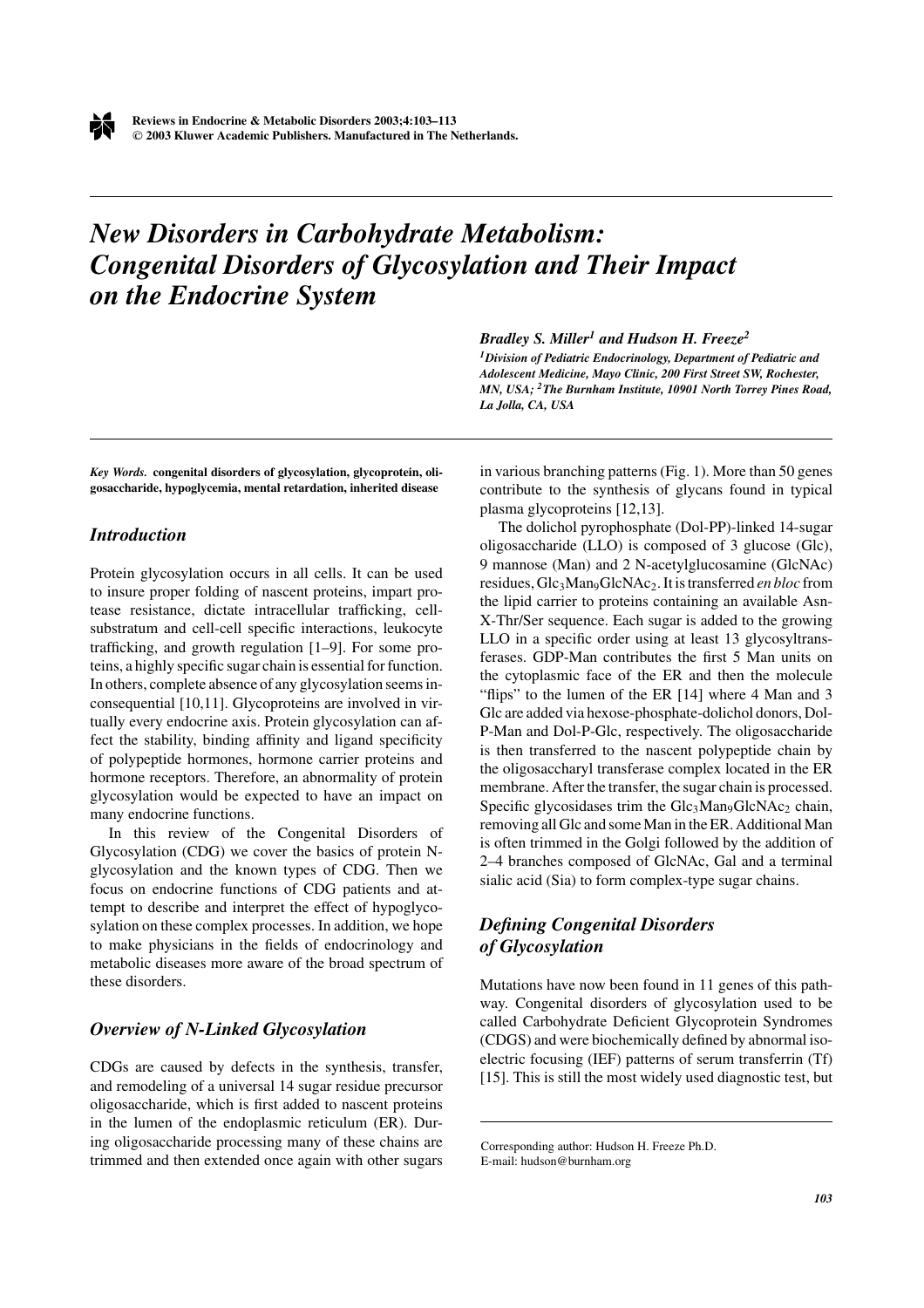# *New Disorders in Carbohydrate Metabolism: Congenital Disorders of Glycosylation and Their Impact on the Endocrine System*

***Bradley S. Miller*[1] *and Hudson H. Freeze*[2]**

***[1]Division of Pediatric Endocrinology, Department of Pediatric and Adolescent Medicine, Mayo Clinic, 200 First Street SW, Rochester, MN, USA; [2]The Burnham Institute, 10901 North Torrey Pines Road, La Jolla, CA, USA***

***Key Words.*** **congenital disorders of glycosylation, glycoprotein, oligosaccharide, hypoglycemia, mental retardation, inherited disease**

## *Introduction*

Protein glycosylation occurs in all cells. It can be used to insure proper folding of nascent proteins, impart protease resistance, dictate intracellular trafficking, cell-substratum and cell-cell specific interactions, leukocyte trafficking, and growth regulation [1–9]. For some proteins, a highly specific sugar chain is essential for function. In others, complete absence of any glycosylation seems inconsequential [10,11]. Glycoproteins are involved in virtually every endocrine axis. Protein glycosylation can affect the stability, binding affinity and ligand specificity of polypeptide hormones, hormone carrier proteins and hormone receptors. Therefore, an abnormality of protein glycosylation would be expected to have an impact on many endocrine functions.

In this review of the Congenital Disorders of Glycosylation (CDG) we cover the basics of protein N-glycosylation and the known types of CDG. Then we focus on endocrine functions of CDG patients and attempt to describe and interpret the effect of hypoglycosylation on these complex processes. In addition, we hope to make physicians in the fields of endocrinology and metabolic diseases more aware of the broad spectrum of these disorders.

## *Overview of N-Linked Glycosylation*

CDGs are caused by defects in the synthesis, transfer, and remodeling of a universal 14 sugar residue precursor oligosaccharide, which is first added to nascent proteins in the lumen of the endoplasmic reticulum (ER). During oligosaccharide processing many of these chains are trimmed and then extended once again with other sugars in various branching patterns (Fig. 1). More than 50 genes contribute to the synthesis of glycans found in typical plasma glycoproteins [12,13].

The dolichol pyrophosphate (Dol-PP)-linked 14-sugar oligosaccharide (LLO) is composed of 3 glucose (Glc), 9 mannose (Man) and 2 N-acetylglucosamine (GlcNAc) residues, $Glc_3Man_9GlcNAc_2$. It is transferred *en bloc* from the lipid carrier to proteins containing an available Asn-X-Thr/Ser sequence. Each sugar is added to the growing LLO in a specific order using at least 13 glycosyltransferases. GDP-Man contributes the first 5 Man units on the cytoplasmic face of the ER and then the molecule "flips" to the lumen of the ER [14] where 4 Man and 3 Glc are added via hexose-phosphate-dolichol donors, Dol-P-Man and Dol-P-Glc, respectively. The oligosaccharide is then transferred to the nascent polypeptide chain by the oligosaccharyl transferase complex located in the ER membrane. After the transfer, the sugar chain is processed. Specific glycosidases trim the $Glc_3Man_9GlcNAc_2$ chain, removing all Glc and some Man in the ER. Additional Man is often trimmed in the Golgi followed by the addition of 2–4 branches composed of GlcNAc, Gal and a terminal sialic acid (Sia) to form complex-type sugar chains.

## *Defining Congenital Disorders of Glycosylation*

Mutations have now been found in 11 genes of this pathway. Congenital disorders of glycosylation used to be called Carbohydrate Deficient Glycoprotein Syndromes (CDGS) and were biochemically defined by abnormal isoelectric focusing (IEF) patterns of serum transferrin (Tf) [15]. This is still the most widely used diagnostic test, but

Corresponding author: Hudson H. Freeze Ph.D.
E-mail: hudson@burnham.org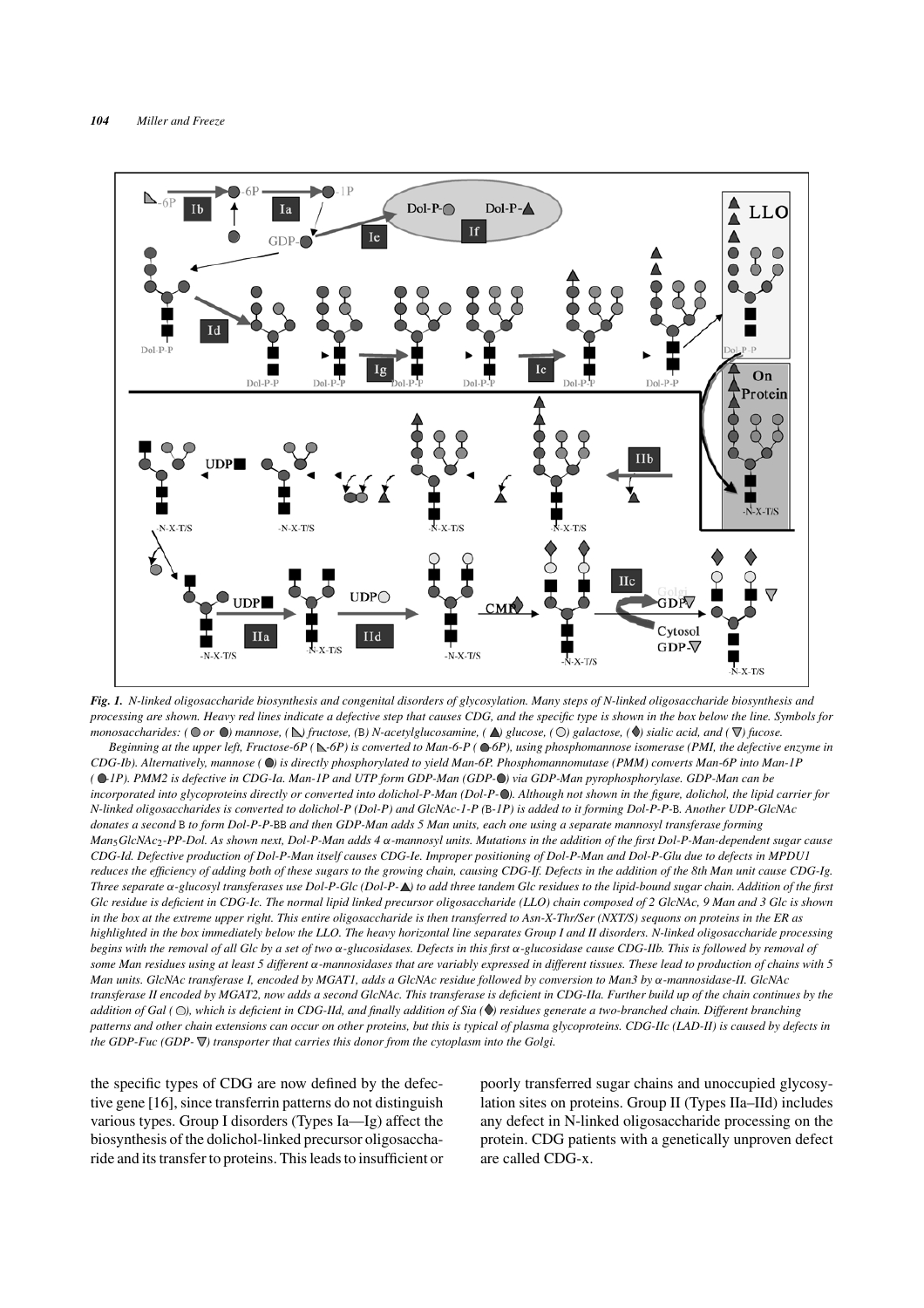**Fig. 1.** *N-linked oligosaccharide biosynthesis and congenital disorders of glycosylation. Many steps of N-linked oligosaccharide biosynthesis and processing are shown. Heavy red lines indicate a defective step that causes CDG, and the specific type is shown in the box below the line. Symbols for monosaccharides: (● or ●) mannose, (◣) fructose, (■) N-acetylglucosamine, (▲) glucose, (○) galactose, (◆) sialic acid, and (▽) fucose.*

*Beginning at the upper left, Fructose-6P (◣-6P) is converted to Man-6-P (●-6P), using phosphomannose isomerase (PMI, the defective enzyme in CDG-Ib). Alternatively, mannose (●) is directly phosphorylated to yield Man-6P. Phosphomannomutase (PMM) converts Man-6P into Man-1P (●-1P). PMM2 is defective in CDG-Ia. Man-1P and UTP form GDP-Man (GDP-●) via GDP-Man pyrophosphorylase. GDP-Man can be incorporated into glycoproteins directly or converted into dolichol-P-Man (Dol-P-●). Although not shown in the figure, dolichol, the lipid carrier for N-linked oligosaccharides is converted to dolichol-P (Dol-P) and GlcNAc-1-P (■-1P) is added to it forming Dol-P-P-■. Another UDP-GlcNAc donates a second ■ to form Dol-P-P-■■ and then GDP-Man adds 5 Man units, each one using a separate mannosyl transferase forming $Man_5GlcNAc_2$-PP-Dol. As shown next, Dol-P-Man adds 4 α-mannosyl units. Mutations in the addition of the first Dol-P-Man-dependent sugar cause CDG-Id. Defective production of Dol-P-Man itself causes CDG-Ie. Improper positioning of Dol-P-Man and Dol-P-Glu due to defects in MPDU1 reduces the efficiency of adding both of these sugars to the growing chain, causing CDG-If. Defects in the addition of the 8th Man unit cause CDG-Ig. Three separate α-glucosyl transferases use Dol-P-Glc (Dol-P-▲) to add three tandem Glc residues to the lipid-bound sugar chain. Addition of the first Glc residue is deficient in CDG-Ic. The normal lipid linked precursor oligosaccharide (LLO) chain composed of 2 GlcNAc, 9 Man and 3 Glc is shown in the box at the extreme upper right. This entire oligosaccharide is then transferred to Asn-X-Thr/Ser (NXT/S) sequons on proteins in the ER as highlighted in the box immediately below the LLO. The heavy horizontal line separates Group I and II disorders. N-linked oligosaccharide processing begins with the removal of all Glc by a set of two α-glucosidases. Defects in this first α-glucosidase cause CDG-IIb. This is followed by removal of some Man residues using at least 5 different α-mannosidases that are variably expressed in different tissues. These lead to production of chains with 5 Man units. GlcNAc transferase I, encoded by MGAT1, adds a GlcNAc residue followed by conversion to Man3 by α-mannosidase-II. GlcNAc transferase II encoded by MGAT2, now adds a second GlcNAc. This transferase is deficient in CDG-IIa. Further build up of the chain continues by the addition of Gal (○), which is deficient in CDG-IId, and finally addition of Sia (◆) residues generate a two-branched chain. Different branching patterns and other chain extensions can occur on other proteins, but this is typical of plasma glycoproteins. CDG-IIc (LAD-II) is caused by defects in the GDP-Fuc (GDP-▽) transporter that carries this donor from the cytoplasm into the Golgi.*

the specific types of CDG are now defined by the defective gene [16], since transferrin patterns do not distinguish various types. Group I disorders (Types Ia—Ig) affect the biosynthesis of the dolichol-linked precursor oligosaccharide and its transfer to proteins. This leads to insufficient or poorly transferred sugar chains and unoccupied glycosylation sites on proteins. Group II (Types IIa–IId) includes any defect in N-linked oligosaccharide processing on the protein. CDG patients with a genetically unproven defect are called CDG-x.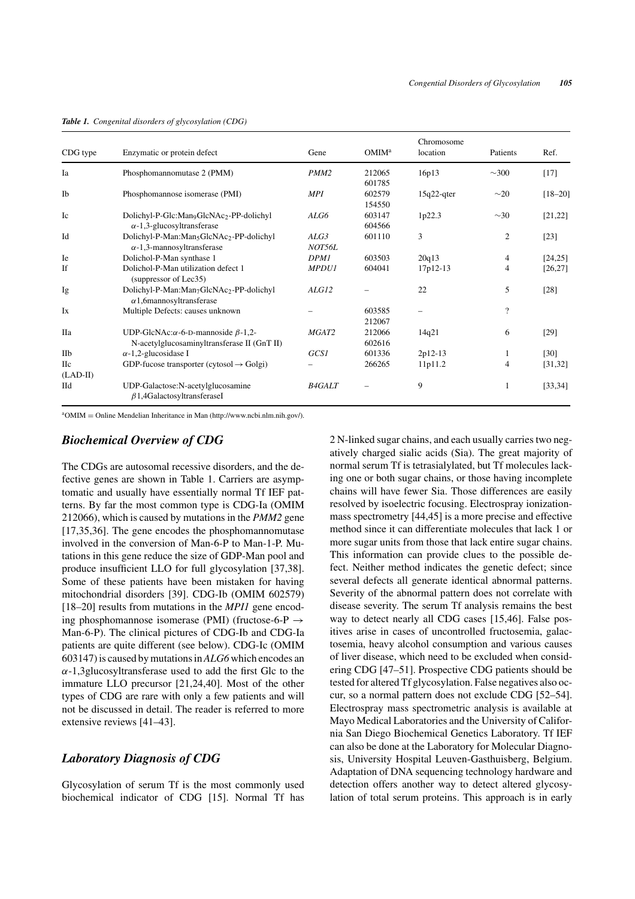*Table 1. Congenital disorders of glycosylation (CDG)*

| CDG type | Enzymatic or protein defect | Gene | OMIM[a] | Chromosome location | Patients | Ref. |
|---|---|---|---|---|---|---|
| Ia | Phosphomannomutase 2 (PMM) | *PMM2* | 212065 601785 | 16p13 | ~300 | [17] |
| Ib | Phosphomannose isomerase (PMI) | *MPI* | 602579 154550 | 15q22-qter | ~20 | [18–20] |
| Ic | Dolichyl-P-Glc:$Man_9GlcNAc_2$-PP-dolichyl $\alpha$-1,3-glucosyltransferase | *ALG6* | 603147 604566 | 1p22.3 | ~30 | [21,22] |
| Id | Dolichyl-P-Man:$Man_5GlcNAc_2$-PP-dolichyl $\alpha$-1,3-mannosyltransferase | *ALG3* *NOT56L* | 601110 | 3 | 2 | [23] |
| Ie | Dolichol-P-Man synthase 1 | *DPM1* | 603503 | 20q13 | 4 | [24,25] |
| If | Dolichol-P-Man utilization defect 1 (suppressor of Lec35) | *MPDU1* | 604041 | 17p12-13 | 4 | [26,27] |
| Ig | Dolichyl-P-Man:$Man_7GlcNAc_2$-PP-dolichyl $\alpha$1,6mannosyltransferase | *ALG12* | – | 22 | 5 | [28] |
| Ix | Multiple Defects: causes unknown | – | 603585 212067 | – | ? | |
| IIa | UDP-GlcNAc:$\alpha$-6-D-mannoside $\beta$-1,2-N-acetylglucosaminyltransferase II (GnT II) | *MGAT2* | 212066 602616 | 14q21 | 6 | [29] |
| IIb | $\alpha$-1,2-glucosidase I | *GCS1* | 601336 | 2p12-13 | 1 | [30] |
| IIc (LAD-II) | GDP-fucose transporter (cytosol → Golgi) | – | 266265 | 11p11.2 | 4 | [31,32] |
| IId | UDP-Galactose:N-acetylglucosamine $\beta$1,4GalactosyltransferaseI | *B4GALT* | – | 9 | 1 | [33,34] |

[a]OMIM = Online Mendelian Inheritance in Man (http://www.ncbi.nlm.nih.gov/).

## Biochemical Overview of CDG

The CDGs are autosomal recessive disorders, and the defective genes are shown in Table 1. Carriers are asymptomatic and usually have essentially normal Tf IEF patterns. By far the most common type is CDG-Ia (OMIM 212066), which is caused by mutations in the *PMM2* gene [17,35,36]. The gene encodes the phosphomannomutase involved in the conversion of Man-6-P to Man-1-P. Mutations in this gene reduce the size of GDP-Man pool and produce insufficient LLO for full glycosylation [37,38]. Some of these patients have been mistaken for having mitochondrial disorders [39]. CDG-Ib (OMIM 602579) [18–20] results from mutations in the *MPI1* gene encoding phosphomannose isomerase (PMI) (fructose-6-P → Man-6-P). The clinical pictures of CDG-Ib and CDG-Ia patients are quite different (see below). CDG-Ic (OMIM 603147) is caused by mutations in *ALG6* which encodes an $\alpha$-1,3glucosyltransferase used to add the first Glc to the immature LLO precursor [21,24,40]. Most of the other types of CDG are rare with only a few patients and will not be discussed in detail. The reader is referred to more extensive reviews [41–43].

## Laboratory Diagnosis of CDG

Glycosylation of serum Tf is the most commonly used biochemical indicator of CDG [15]. Normal Tf has 2 N-linked sugar chains, and each usually carries two negatively charged sialic acids (Sia). The great majority of normal serum Tf is tetrasialylated, but Tf molecules lacking one or both sugar chains, or those having incomplete chains will have fewer Sia. Those differences are easily resolved by isoelectric focusing. Electrospray ionization-mass spectrometry [44,45] is a more precise and effective method since it can differentiate molecules that lack 1 or more sugar units from those that lack entire sugar chains. This information can provide clues to the possible defect. Neither method indicates the genetic defect; since several defects all generate identical abnormal patterns. Severity of the abnormal pattern does not correlate with disease severity. The serum Tf analysis remains the best way to detect nearly all CDG cases [15,46]. False positives arise in cases of uncontrolled fructosemia, galactosemia, heavy alcohol consumption and various causes of liver disease, which need to be excluded when considering CDG [47–51]. Prospective CDG patients should be tested for altered Tf glycosylation. False negatives also occur, so a normal pattern does not exclude CDG [52–54]. Electrospray mass spectrometric analysis is available at Mayo Medical Laboratories and the University of California San Diego Biochemical Genetics Laboratory. Tf IEF can also be done at the Laboratory for Molecular Diagnosis, University Hospital Leuven-Gasthuisberg, Belgium. Adaptation of DNA sequencing technology hardware and detection offers another way to detect altered glycosylation of total serum proteins. This approach is in early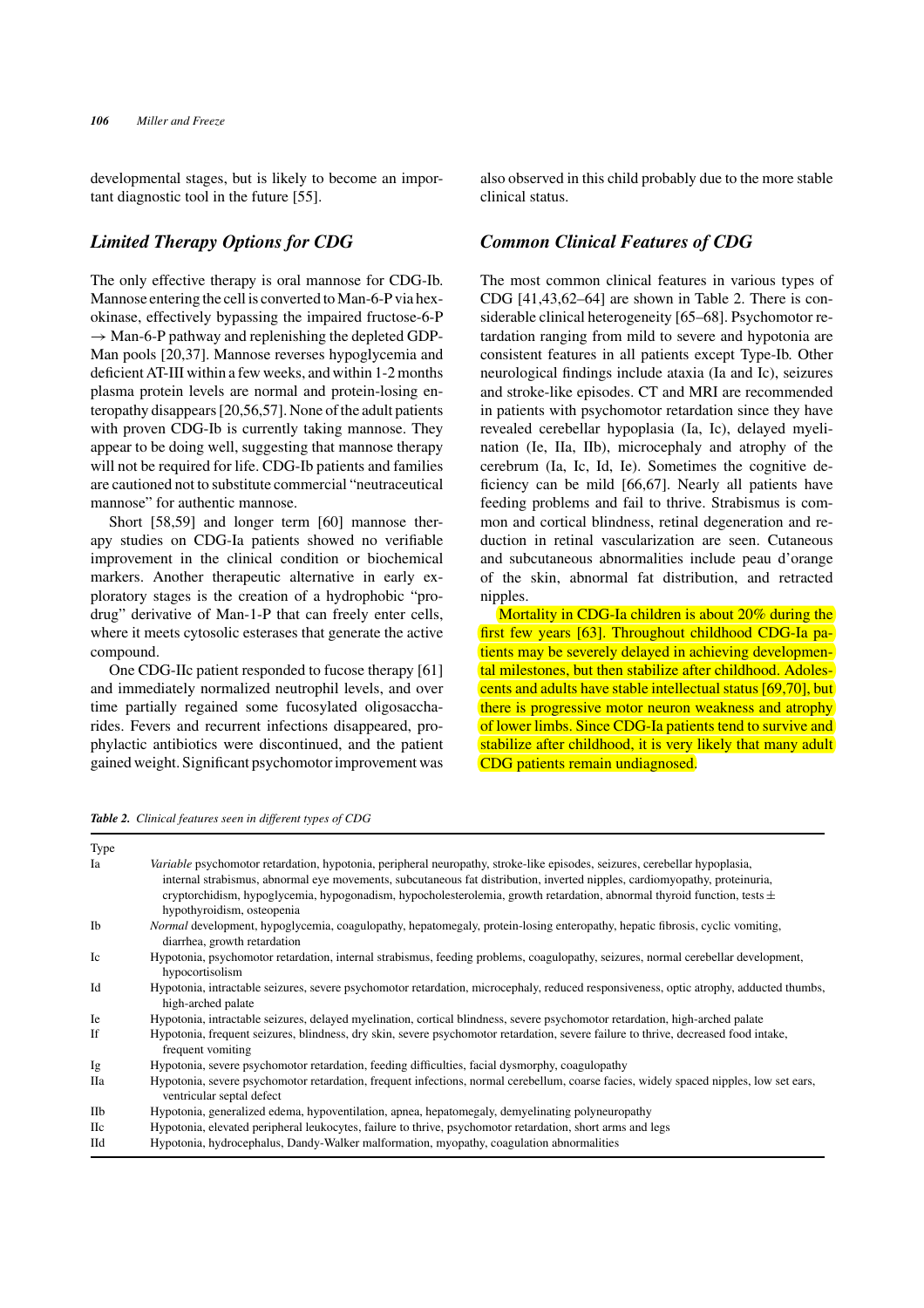developmental stages, but is likely to become an important diagnostic tool in the future [55].

## Limited Therapy Options for CDG

The only effective therapy is oral mannose for CDG-Ib. Mannose entering the cell is converted to Man-6-P via hexokinase, effectively bypassing the impaired fructose-6-P → Man-6-P pathway and replenishing the depleted GDP-Man pools [20,37]. Mannose reverses hypoglycemia and deficient AT-III within a few weeks, and within 1-2 months plasma protein levels are normal and protein-losing enteropathy disappears [20,56,57]. None of the adult patients with proven CDG-Ib is currently taking mannose. They appear to be doing well, suggesting that mannose therapy will not be required for life. CDG-Ib patients and families are cautioned not to substitute commercial "neutraceutical mannose" for authentic mannose.

Short [58,59] and longer term [60] mannose therapy studies on CDG-Ia patients showed no verifiable improvement in the clinical condition or biochemical markers. Another therapeutic alternative in early exploratory stages is the creation of a hydrophobic "pro-drug" derivative of Man-1-P that can freely enter cells, where it meets cytosolic esterases that generate the active compound.

One CDG-IIc patient responded to fucose therapy [61] and immediately normalized neutrophil levels, and over time partially regained some fucosylated oligosaccharides. Fevers and recurrent infections disappeared, prophylactic antibiotics were discontinued, and the patient gained weight. Significant psychomotor improvement was also observed in this child probably due to the more stable clinical status.

## Common Clinical Features of CDG

The most common clinical features in various types of CDG [41,43,62–64] are shown in Table 2. There is considerable clinical heterogeneity [65–68]. Psychomotor retardation ranging from mild to severe and hypotonia are consistent features in all patients except Type-Ib. Other neurological findings include ataxia (Ia and Ic), seizures and stroke-like episodes. CT and MRI are recommended in patients with psychomotor retardation since they have revealed cerebellar hypoplasia (Ia, Ic), delayed myelination (Ie, IIa, IIb), microcephaly and atrophy of the cerebrum (Ia, Ic, Id, Ie). Sometimes the cognitive deficiency can be mild [66,67]. Nearly all patients have feeding problems and fail to thrive. Strabismus is common and cortical blindness, retinal degeneration and reduction in retinal vascularization are seen. Cutaneous and subcutaneous abnormalities include peau d'orange of the skin, abnormal fat distribution, and retracted nipples.

Mortality in CDG-Ia children is about 20% during the first few years [63]. Throughout childhood CDG-Ia patients may be severely delayed in achieving developmental milestones, but then stabilize after childhood. Adolescents and adults have stable intellectual status [69,70], but there is progressive motor neuron weakness and atrophy of lower limbs. Since CDG-Ia patients tend to survive and stabilize after childhood, it is very likely that many adult CDG patients remain undiagnosed.

***Table 2.** Clinical features seen in different types of CDG*

| Type | |
|---|---|
| Ia | *Variable* psychomotor retardation, hypotonia, peripheral neuropathy, stroke-like episodes, seizures, cerebellar hypoplasia, internal strabismus, abnormal eye movements, subcutaneous fat distribution, inverted nipples, cardiomyopathy, proteinuria, cryptorchidism, hypoglycemia, hypogonadism, hypocholesterolemia, growth retardation, abnormal thyroid function, tests ± hypothyroidism, osteopenia |
| Ib | *Normal* development, hypoglycemia, coagulopathy, hepatomegaly, protein-losing enteropathy, hepatic fibrosis, cyclic vomiting, diarrhea, growth retardation |
| Ic | Hypotonia, psychomotor retardation, internal strabismus, feeding problems, coagulopathy, seizures, normal cerebellar development, hypocortisolism |
| Id | Hypotonia, intractable seizures, severe psychomotor retardation, microcephaly, reduced responsiveness, optic atrophy, adducted thumbs, high-arched palate |
| Ie | Hypotonia, intractable seizures, delayed myelination, cortical blindness, severe psychomotor retardation, high-arched palate |
| If | Hypotonia, frequent seizures, blindness, dry skin, severe psychomotor retardation, severe failure to thrive, decreased food intake, frequent vomiting |
| Ig | Hypotonia, severe psychomotor retardation, feeding difficulties, facial dysmorphy, coagulopathy |
| IIa | Hypotonia, severe psychomotor retardation, frequent infections, normal cerebellum, coarse facies, widely spaced nipples, low set ears, ventricular septal defect |
| IIb | Hypotonia, generalized edema, hypoventilation, apnea, hepatomegaly, demyelinating polyneuropathy |
| IIc | Hypotonia, elevated peripheral leukocytes, failure to thrive, psychomotor retardation, short arms and legs |
| IId | Hypotonia, hydrocephalus, Dandy-Walker malformation, myopathy, coagulation abnormalities |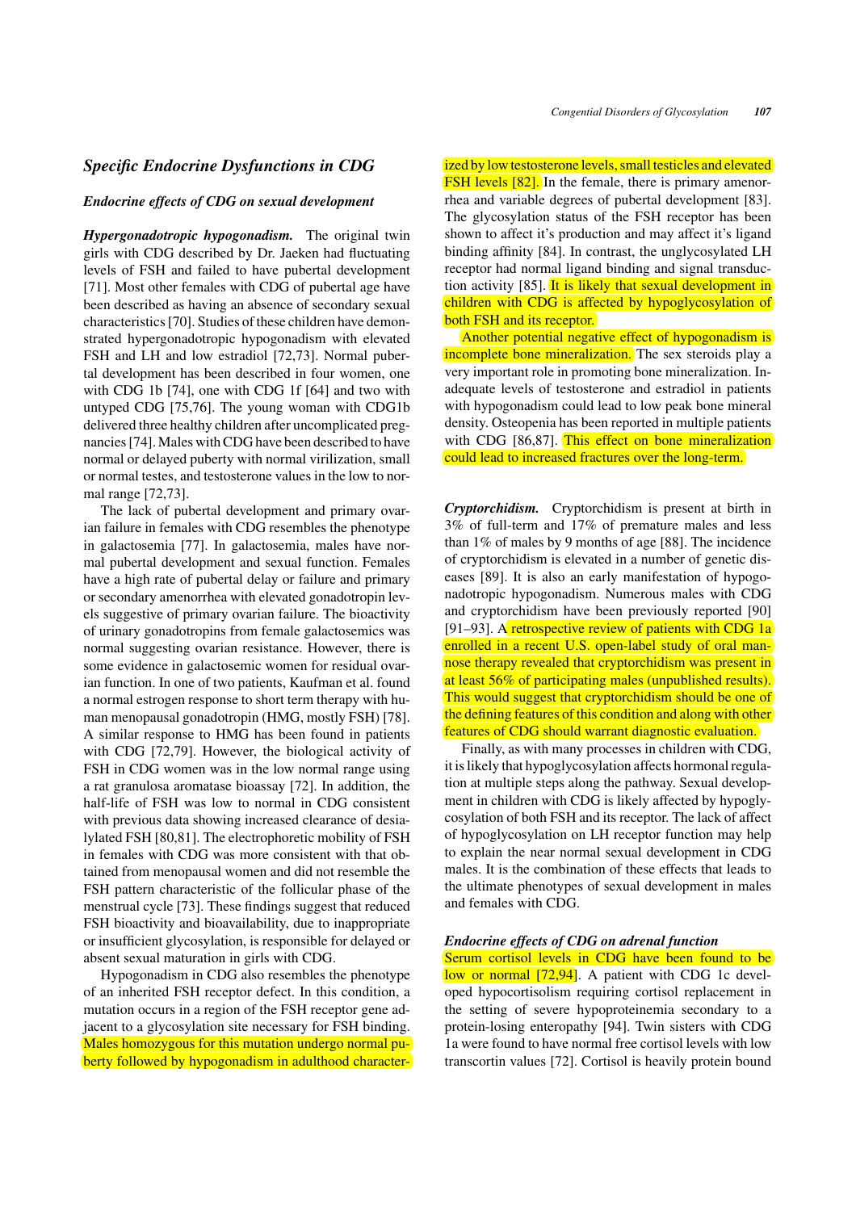## Specific Endocrine Dysfunctions in CDG

### Endocrine effects of CDG on sexual development

***Hypergonadotropic hypogonadism.*** The original twin girls with CDG described by Dr. Jaeken had fluctuating levels of FSH and failed to have pubertal development [71]. Most other females with CDG of pubertal age have been described as having an absence of secondary sexual characteristics [70]. Studies of these children have demonstrated hypergonadotropic hypogonadism with elevated FSH and LH and low estradiol [72,73]. Normal pubertal development has been described in four women, one with CDG 1b [74], one with CDG 1f [64] and two with untyped CDG [75,76]. The young woman with CDG1b delivered three healthy children after uncomplicated pregnancies [74]. Males with CDG have been described to have normal or delayed puberty with normal virilization, small or normal testes, and testosterone values in the low to normal range [72,73].

The lack of pubertal development and primary ovarian failure in females with CDG resembles the phenotype in galactosemia [77]. In galactosemia, males have normal pubertal development and sexual function. Females have a high rate of pubertal delay or failure and primary or secondary amenorrhea with elevated gonadotropin levels suggestive of primary ovarian failure. The bioactivity of urinary gonadotropins from female galactosemics was normal suggesting ovarian resistance. However, there is some evidence in galactosemic women for residual ovarian function. In one of two patients, Kaufman et al. found a normal estrogen response to short term therapy with human menopausal gonadotropin (HMG, mostly FSH) [78]. A similar response to HMG has been found in patients with CDG [72,79]. However, the biological activity of FSH in CDG women was in the low normal range using a rat granulosa aromatase bioassay [72]. In addition, the half-life of FSH was low to normal in CDG consistent with previous data showing increased clearance of desialylated FSH [80,81]. The electrophoretic mobility of FSH in females with CDG was more consistent with that obtained from menopausal women and did not resemble the FSH pattern characteristic of the follicular phase of the menstrual cycle [73]. These findings suggest that reduced FSH bioactivity and bioavailability, due to inappropriate or insufficient glycosylation, is responsible for delayed or absent sexual maturation in girls with CDG.

Hypogonadism in CDG also resembles the phenotype of an inherited FSH receptor defect. In this condition, a mutation occurs in a region of the FSH receptor gene adjacent to a glycosylation site necessary for FSH binding. Males homozygous for this mutation undergo normal puberty followed by hypogonadism in adulthood characterized by low testosterone levels, small testicles and elevated FSH levels [82]. In the female, there is primary amenorrhea and variable degrees of pubertal development [83]. The glycosylation status of the FSH receptor has been shown to affect it's production and may affect it's ligand binding affinity [84]. In contrast, the unglycosylated LH receptor had normal ligand binding and signal transduction activity [85]. It is likely that sexual development in children with CDG is affected by hypoglycosylation of both FSH and its receptor.

Another potential negative effect of hypogonadism is incomplete bone mineralization. The sex steroids play a very important role in promoting bone mineralization. Inadequate levels of testosterone and estradiol in patients with hypogonadism could lead to low peak bone mineral density. Osteopenia has been reported in multiple patients with CDG [86,87]. This effect on bone mineralization could lead to increased fractures over the long-term.

***Cryptorchidism.*** Cryptorchidism is present at birth in 3% of full-term and 17% of premature males and less than 1% of males by 9 months of age [88]. The incidence of cryptorchidism is elevated in a number of genetic diseases [89]. It is also an early manifestation of hypogonadotropic hypogonadism. Numerous males with CDG and cryptorchidism have been previously reported [90] [91–93]. A retrospective review of patients with CDG 1a enrolled in a recent U.S. open-label study of oral mannose therapy revealed that cryptorchidism was present in at least 56% of participating males (unpublished results). This would suggest that cryptorchidism should be one of the defining features of this condition and along with other features of CDG should warrant diagnostic evaluation.

Finally, as with many processes in children with CDG, it is likely that hypoglycosylation affects hormonal regulation at multiple steps along the pathway. Sexual development in children with CDG is likely affected by hypoglycosylation of both FSH and its receptor. The lack of affect of hypoglycosylation on LH receptor function may help to explain the near normal sexual development in CDG males. It is the combination of these effects that leads to the ultimate phenotypes of sexual development in males and females with CDG.

### Endocrine effects of CDG on adrenal function

Serum cortisol levels in CDG have been found to be low or normal [72,94]. A patient with CDG 1c developed hypocortisolism requiring cortisol replacement in the setting of severe hypoproteinemia secondary to a protein-losing enteropathy [94]. Twin sisters with CDG 1a were found to have normal free cortisol levels with low transcortin values [72]. Cortisol is heavily protein bound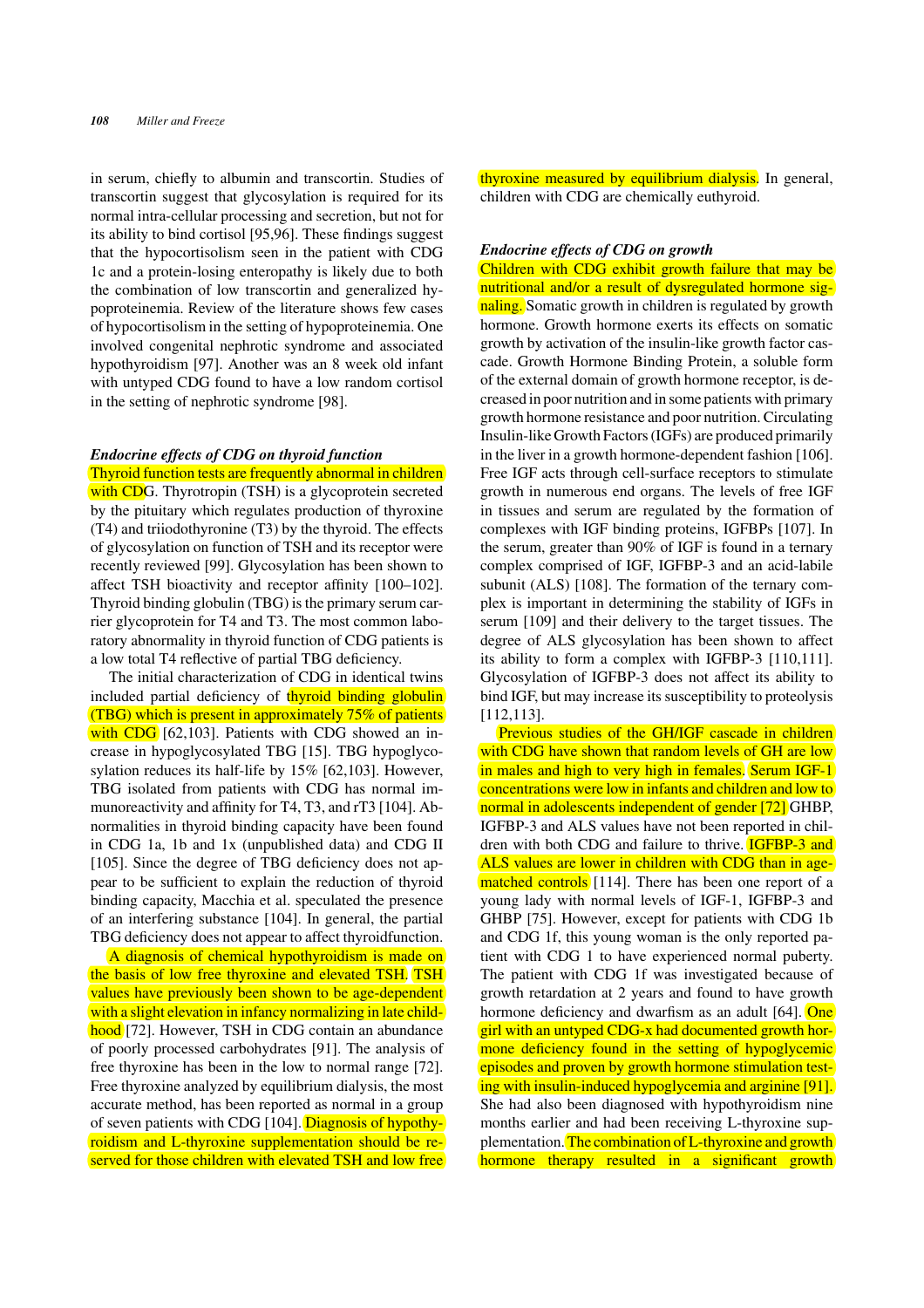in serum, chiefly to albumin and transcortin. Studies of transcortin suggest that glycosylation is required for its normal intra-cellular processing and secretion, but not for its ability to bind cortisol [95,96]. These findings suggest that the hypocortisolism seen in the patient with CDG 1c and a protein-losing enteropathy is likely due to both the combination of low transcortin and generalized hypoproteinemia. Review of the literature shows few cases of hypocortisolism in the setting of hypoproteinemia. One involved congenital nephrotic syndrome and associated hypothyroidism [97]. Another was an 8 week old infant with untyped CDG found to have a low random cortisol in the setting of nephrotic syndrome [98].

### *Endocrine effects of CDG on thyroid function*

Thyroid function tests are frequently abnormal in children with CDG. Thyrotropin (TSH) is a glycoprotein secreted by the pituitary which regulates production of thyroxine (T4) and triiodothyronine (T3) by the thyroid. The effects of glycosylation on function of TSH and its receptor were recently reviewed [99]. Glycosylation has been shown to affect TSH bioactivity and receptor affinity [100–102]. Thyroid binding globulin (TBG) is the primary serum carrier glycoprotein for T4 and T3. The most common laboratory abnormality in thyroid function of CDG patients is a low total T4 reflective of partial TBG deficiency.

The initial characterization of CDG in identical twins included partial deficiency of thyroid binding globulin (TBG) which is present in approximately 75% of patients with CDG [62,103]. Patients with CDG showed an increase in hypoglycosylated TBG [15]. TBG hypoglycosylation reduces its half-life by 15% [62,103]. However, TBG isolated from patients with CDG has normal immunoreactivity and affinity for T4, T3, and rT3 [104]. Abnormalities in thyroid binding capacity have been found in CDG 1a, 1b and 1x (unpublished data) and CDG II [105]. Since the degree of TBG deficiency does not appear to be sufficient to explain the reduction of thyroid binding capacity, Macchia et al. speculated the presence of an interfering substance [104]. In general, the partial TBG deficiency does not appear to affect thyroidfunction.

A diagnosis of chemical hypothyroidism is made on the basis of low free thyroxine and elevated TSH. TSH values have previously been shown to be age-dependent with a slight elevation in infancy normalizing in late childhood [72]. However, TSH in CDG contain an abundance of poorly processed carbohydrates [91]. The analysis of free thyroxine has been in the low to normal range [72]. Free thyroxine analyzed by equilibrium dialysis, the most accurate method, has been reported as normal in a group of seven patients with CDG [104]. Diagnosis of hypothyroidism and L-thyroxine supplementation should be reserved for those children with elevated TSH and low free thyroxine measured by equilibrium dialysis. In general, children with CDG are chemically euthyroid.

### *Endocrine effects of CDG on growth*

Children with CDG exhibit growth failure that may be nutritional and/or a result of dysregulated hormone signaling. Somatic growth in children is regulated by growth hormone. Growth hormone exerts its effects on somatic growth by activation of the insulin-like growth factor cascade. Growth Hormone Binding Protein, a soluble form of the external domain of growth hormone receptor, is decreased in poor nutrition and in some patients with primary growth hormone resistance and poor nutrition. Circulating Insulin-like Growth Factors (IGFs) are produced primarily in the liver in a growth hormone-dependent fashion [106]. Free IGF acts through cell-surface receptors to stimulate growth in numerous end organs. The levels of free IGF in tissues and serum are regulated by the formation of complexes with IGF binding proteins, IGFBPs [107]. In the serum, greater than 90% of IGF is found in a ternary complex comprised of IGF, IGFBP-3 and an acid-labile subunit (ALS) [108]. The formation of the ternary complex is important in determining the stability of IGFs in serum [109] and their delivery to the target tissues. The degree of ALS glycosylation has been shown to affect its ability to form a complex with IGFBP-3 [110,111]. Glycosylation of IGFBP-3 does not affect its ability to bind IGF, but may increase its susceptibility to proteolysis [112,113].

Previous studies of the GH/IGF cascade in children with CDG have shown that random levels of GH are low in males and high to very high in females. Serum IGF-1 concentrations were low in infants and children and low to normal in adolescents independent of gender [72] GHBP, IGFBP-3 and ALS values have not been reported in children with both CDG and failure to thrive. IGFBP-3 and ALS values are lower in children with CDG than in age-matched controls [114]. There has been one report of a young lady with normal levels of IGF-1, IGFBP-3 and GHBP [75]. However, except for patients with CDG 1b and CDG 1f, this young woman is the only reported patient with CDG 1 to have experienced normal puberty. The patient with CDG 1f was investigated because of growth retardation at 2 years and found to have growth hormone deficiency and dwarfism as an adult [64]. One girl with an untyped CDG-x had documented growth hormone deficiency found in the setting of hypoglycemic episodes and proven by growth hormone stimulation testing with insulin-induced hypoglycemia and arginine [91]. She had also been diagnosed with hypothyroidism nine months earlier and had been receiving L-thyroxine supplementation. The combination of L-thyroxine and growth hormone therapy resulted in a significant growth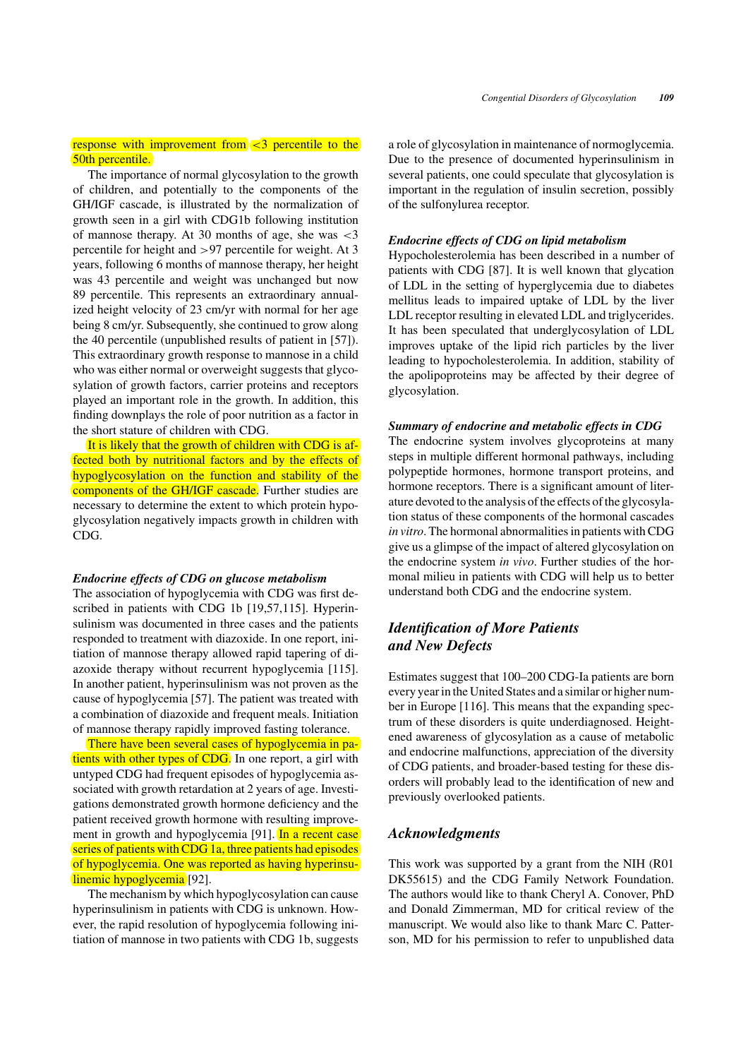response with improvement from <3 percentile to the 50th percentile.

The importance of normal glycosylation to the growth of children, and potentially to the components of the GH/IGF cascade, is illustrated by the normalization of growth seen in a girl with CDG1b following institution of mannose therapy. At 30 months of age, she was <3 percentile for height and >97 percentile for weight. At 3 years, following 6 months of mannose therapy, her height was 43 percentile and weight was unchanged but now 89 percentile. This represents an extraordinary annualized height velocity of 23 cm/yr with normal for her age being 8 cm/yr. Subsequently, she continued to grow along the 40 percentile (unpublished results of patient in [57]). This extraordinary growth response to mannose in a child who was either normal or overweight suggests that glycosylation of growth factors, carrier proteins and receptors played an important role in the growth. In addition, this finding downplays the role of poor nutrition as a factor in the short stature of children with CDG.

It is likely that the growth of children with CDG is affected both by nutritional factors and by the effects of hypoglycosylation on the function and stability of the components of the GH/IGF cascade. Further studies are necessary to determine the extent to which protein hypoglycosylation negatively impacts growth in children with CDG.

### *Endocrine effects of CDG on glucose metabolism*

The association of hypoglycemia with CDG was first described in patients with CDG 1b [19,57,115]. Hyperinsulinism was documented in three cases and the patients responded to treatment with diazoxide. In one report, initiation of mannose therapy allowed rapid tapering of diazoxide therapy without recurrent hypoglycemia [115]. In another patient, hyperinsulinism was not proven as the cause of hypoglycemia [57]. The patient was treated with a combination of diazoxide and frequent meals. Initiation of mannose therapy rapidly improved fasting tolerance.

There have been several cases of hypoglycemia in patients with other types of CDG. In one report, a girl with untyped CDG had frequent episodes of hypoglycemia associated with growth retardation at 2 years of age. Investigations demonstrated growth hormone deficiency and the patient received growth hormone with resulting improvement in growth and hypoglycemia [91]. In a recent case series of patients with CDG 1a, three patients had episodes of hypoglycemia. One was reported as having hyperinsulinemic hypoglycemia [92].

The mechanism by which hypoglycosylation can cause hyperinsulinism in patients with CDG is unknown. However, the rapid resolution of hypoglycemia following initiation of mannose in two patients with CDG 1b, suggests a role of glycosylation in maintenance of normoglycemia. Due to the presence of documented hyperinsulinism in several patients, one could speculate that glycosylation is important in the regulation of insulin secretion, possibly of the sulfonylurea receptor.

### *Endocrine effects of CDG on lipid metabolism*

Hypocholesterolemia has been described in a number of patients with CDG [87]. It is well known that glycation of LDL in the setting of hyperglycemia due to diabetes mellitus leads to impaired uptake of LDL by the liver LDL receptor resulting in elevated LDL and triglycerides. It has been speculated that underglycosylation of LDL improves uptake of the lipid rich particles by the liver leading to hypocholesterolemia. In addition, stability of the apolipoproteins may be affected by their degree of glycosylation.

### *Summary of endocrine and metabolic effects in CDG*

The endocrine system involves glycoproteins at many steps in multiple different hormonal pathways, including polypeptide hormones, hormone transport proteins, and hormone receptors. There is a significant amount of literature devoted to the analysis of the effects of the glycosylation status of these components of the hormonal cascades *in vitro*. The hormonal abnormalities in patients with CDG give us a glimpse of the impact of altered glycosylation on the endocrine system *in vivo*. Further studies of the hormonal milieu in patients with CDG will help us to better understand both CDG and the endocrine system.

## *Identification of More Patients and New Defects*

Estimates suggest that 100–200 CDG-Ia patients are born every year in the United States and a similar or higher number in Europe [116]. This means that the expanding spectrum of these disorders is quite underdiagnosed. Heightened awareness of glycosylation as a cause of metabolic and endocrine malfunctions, appreciation of the diversity of CDG patients, and broader-based testing for these disorders will probably lead to the identification of new and previously overlooked patients.

## *Acknowledgments*

This work was supported by a grant from the NIH (R01 DK55615) and the CDG Family Network Foundation. The authors would like to thank Cheryl A. Conover, PhD and Donald Zimmerman, MD for critical review of the manuscript. We would also like to thank Marc C. Patterson, MD for his permission to refer to unpublished data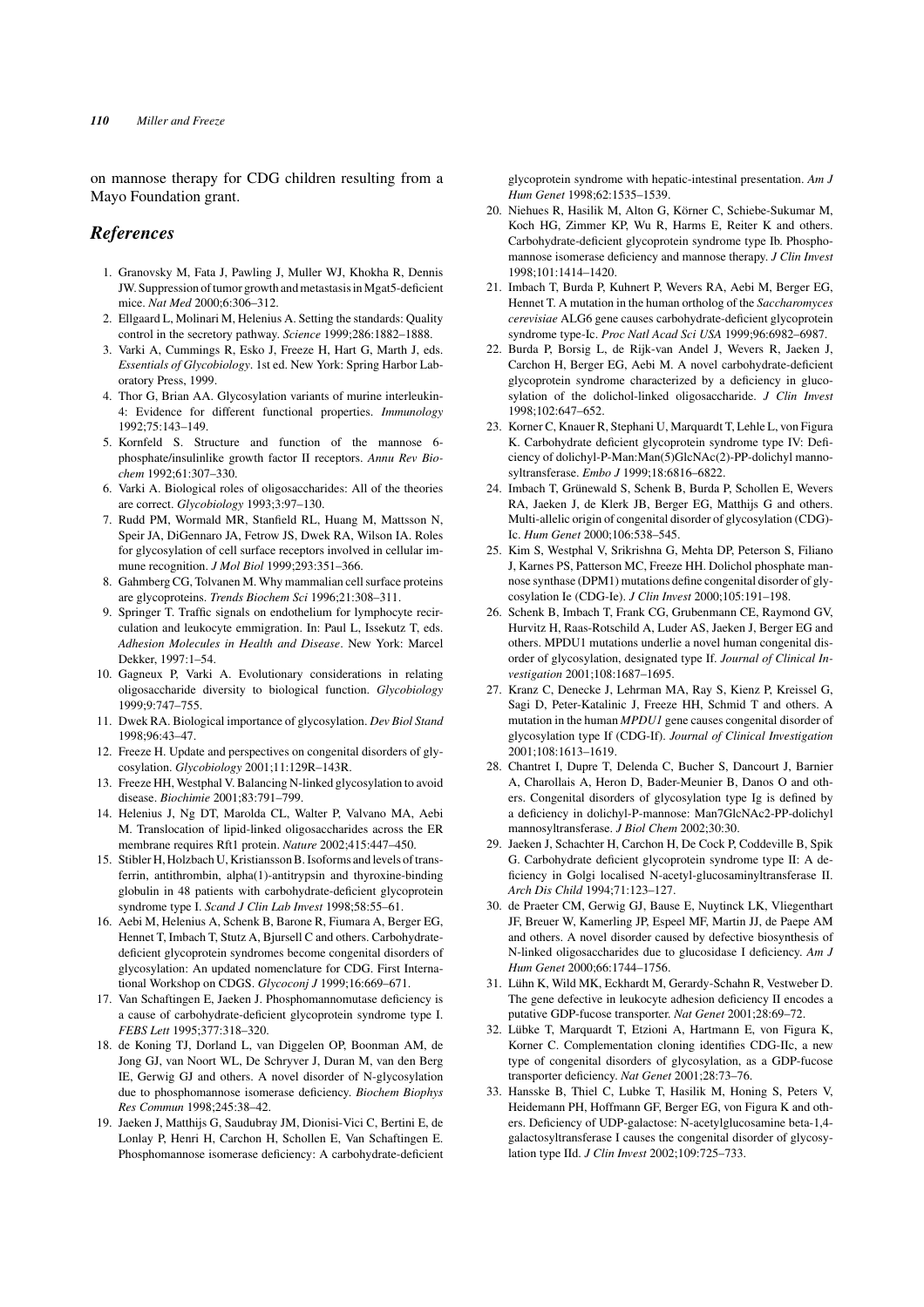on mannose therapy for CDG children resulting from a Mayo Foundation grant.

## References

1. Granovsky M, Fata J, Pawling J, Muller WJ, Khokha R, Dennis JW. Suppression of tumor growth and metastasis in Mgat5-deficient mice. *Nat Med* 2000;6:306–312.
2. Ellgaard L, Molinari M, Helenius A. Setting the standards: Quality control in the secretory pathway. *Science* 1999;286:1882–1888.
3. Varki A, Cummings R, Esko J, Freeze H, Hart G, Marth J, eds. *Essentials of Glycobiology*. 1st ed. New York: Spring Harbor Laboratory Press, 1999.
4. Thor G, Brian AA. Glycosylation variants of murine interleukin-4: Evidence for different functional properties. *Immunology* 1992;75:143–149.
5. Kornfeld S. Structure and function of the mannose 6-phosphate/insulinlike growth factor II receptors. *Annu Rev Biochem* 1992;61:307–330.
6. Varki A. Biological roles of oligosaccharides: All of the theories are correct. *Glycobiology* 1993;3:97–130.
7. Rudd PM, Wormald MR, Stanfield RL, Huang M, Mattsson N, Speir JA, DiGennaro JA, Fetrow JS, Dwek RA, Wilson IA. Roles for glycosylation of cell surface receptors involved in cellular immune recognition. *J Mol Biol* 1999;293:351–366.
8. Gahmberg CG, Tolvanen M. Why mammalian cell surface proteins are glycoproteins. *Trends Biochem Sci* 1996;21:308–311.
9. Springer T. Traffic signals on endothelium for lymphocyte recirculation and leukocyte emmigration. In: Paul L, Issekutz T, eds. *Adhesion Molecules in Health and Disease*. New York: Marcel Dekker, 1997:1–54.
10. Gagneux P, Varki A. Evolutionary considerations in relating oligosaccharide diversity to biological function. *Glycobiology* 1999;9:747–755.
11. Dwek RA. Biological importance of glycosylation. *Dev Biol Stand* 1998;96:43–47.
12. Freeze H. Update and perspectives on congenital disorders of glycosylation. *Glycobiology* 2001;11:129R–143R.
13. Freeze HH, Westphal V. Balancing N-linked glycosylation to avoid disease. *Biochimie* 2001;83:791–799.
14. Helenius J, Ng DT, Marolda CL, Walter P, Valvano MA, Aebi M. Translocation of lipid-linked oligosaccharides across the ER membrane requires Rft1 protein. *Nature* 2002;415:447–450.
15. Stibler H, Holzbach U, Kristiansson B. Isoforms and levels of transferrin, antithrombin, alpha(1)-antitrypsin and thyroxine-binding globulin in 48 patients with carbohydrate-deficient glycoprotein syndrome type I. *Scand J Clin Lab Invest* 1998;58:55–61.
16. Aebi M, Helenius A, Schenk B, Barone R, Fiumara A, Berger EG, Hennet T, Imbach T, Stutz A, Bjursell C and others. Carbohydrate-deficient glycoprotein syndromes become congenital disorders of glycosylation: An updated nomenclature for CDG. First International Workshop on CDGS. *Glycoconj J* 1999;16:669–671.
17. Van Schaftingen E, Jaeken J. Phosphomannomutase deficiency is a cause of carbohydrate-deficient glycoprotein syndrome type I. *FEBS Lett* 1995;377:318–320.
18. de Koning TJ, Dorland L, van Diggelen OP, Boonman AM, de Jong GJ, van Noort WL, De Schryver J, Duran M, van den Berg IE, Gerwig GJ and others. A novel disorder of N-glycosylation due to phosphomannose isomerase deficiency. *Biochem Biophys Res Commun* 1998;245:38–42.
19. Jaeken J, Matthijs G, Saudubray JM, Dionisi-Vici C, Bertini E, de Lonlay P, Henri H, Carchon H, Schollen E, Van Schaftingen E. Phosphomannose isomerase deficiency: A carbohydrate-deficient glycoprotein syndrome with hepatic-intestinal presentation. *Am J Hum Genet* 1998;62:1535–1539.
20. Niehues R, Hasilik M, Alton G, Körner C, Schiebe-Sukumar M, Koch HG, Zimmer KP, Wu R, Harms E, Reiter K and others. Carbohydrate-deficient glycoprotein syndrome type Ib. Phosphomannose isomerase deficiency and mannose therapy. *J Clin Invest* 1998;101:1414–1420.
21. Imbach T, Burda P, Kuhnert P, Wevers RA, Aebi M, Berger EG, Hennet T. A mutation in the human ortholog of the *Saccharomyces cerevisiae* ALG6 gene causes carbohydrate-deficient glycoprotein syndrome type-Ic. *Proc Natl Acad Sci USA* 1999;96:6982–6987.
22. Burda P, Borsig L, de Rijk-van Andel J, Wevers R, Jaeken J, Carchon H, Berger EG, Aebi M. A novel carbohydrate-deficient glycoprotein syndrome characterized by a deficiency in glucosylation of the dolichol-linked oligosaccharide. *J Clin Invest* 1998;102:647–652.
23. Korner C, Knauer R, Stephani U, Marquardt T, Lehle L, von Figura K. Carbohydrate deficient glycoprotein syndrome type IV: Deficiency of dolichyl-P-Man:Man(5)GlcNAc(2)-PP-dolichyl mannosyltransferase. *Embo J* 1999;18:6816–6822.
24. Imbach T, Grünewald S, Schenk B, Burda P, Schollen E, Wevers RA, Jaeken J, de Klerk JB, Berger EG, Matthijs G and others. Multi-allelic origin of congenital disorder of glycosylation (CDG)-Ic. *Hum Genet* 2000;106:538–545.
25. Kim S, Westphal V, Srikrishna G, Mehta DP, Peterson S, Filiano J, Karnes PS, Patterson MC, Freeze HH. Dolichol phosphate mannose synthase (DPM1) mutations define congenital disorder of glycosylation Ie (CDG-Ie). *J Clin Invest* 2000;105:191–198.
26. Schenk B, Imbach T, Frank CG, Grubenmann CE, Raymond GV, Hurvitz H, Raas-Rotschild A, Luder AS, Jaeken J, Berger EG and others. MPDU1 mutations underlie a novel human congenital disorder of glycosylation, designated type If. *Journal of Clinical Investigation* 2001;108:1687–1695.
27. Kranz C, Denecke J, Lehrman MA, Ray S, Kienz P, Kreissel G, Sagi D, Peter-Katalinic J, Freeze HH, Schmid T and others. A mutation in the human *MPDU1* gene causes congenital disorder of glycosylation type If (CDG-If). *Journal of Clinical Investigation* 2001;108:1613–1619.
28. Chantret I, Dupre T, Delenda C, Bucher S, Dancourt J, Barnier A, Charollais A, Heron D, Bader-Meunier B, Danos O and others. Congenital disorders of glycosylation type Ig is defined by a deficiency in dolichyl-P-mannose: Man7GlcNAc2-PP-dolichyl mannosyltransferase. *J Biol Chem* 2002;30:30.
29. Jaeken J, Schachter H, Carchon H, De Cock P, Coddeville B, Spik G. Carbohydrate deficient glycoprotein syndrome type II: A deficiency in Golgi localised N-acetyl-glucosaminyltransferase II. *Arch Dis Child* 1994;71:123–127.
30. de Praeter CM, Gerwig GJ, Bause E, Nuytinck LK, Vliegenthart JF, Breuer W, Kamerling JP, Espeel MF, Martin JJ, de Paepe AM and others. A novel disorder caused by defective biosynthesis of N-linked oligosaccharides due to glucosidase I deficiency. *Am J Hum Genet* 2000;66:1744–1756.
31. Lühn K, Wild MK, Eckhardt M, Gerardy-Schahn R, Vestweber D. The gene defective in leukocyte adhesion deficiency II encodes a putative GDP-fucose transporter. *Nat Genet* 2001;28:69–72.
32. Lübke T, Marquardt T, Etzioni A, Hartmann E, von Figura K, Korner C. Complementation cloning identifies CDG-IIc, a new type of congenital disorders of glycosylation, as a GDP-fucose transporter deficiency. *Nat Genet* 2001;28:73–76.
33. Hansske B, Thiel C, Lubke T, Hasilik M, Honing S, Peters V, Heidemann PH, Hoffmann GF, Berger EG, von Figura K and others. Deficiency of UDP-galactose: N-acetylglucosamine beta-1,4-galactosyltransferase I causes the congenital disorder of glycosylation type IId. *J Clin Invest* 2002;109:725–733.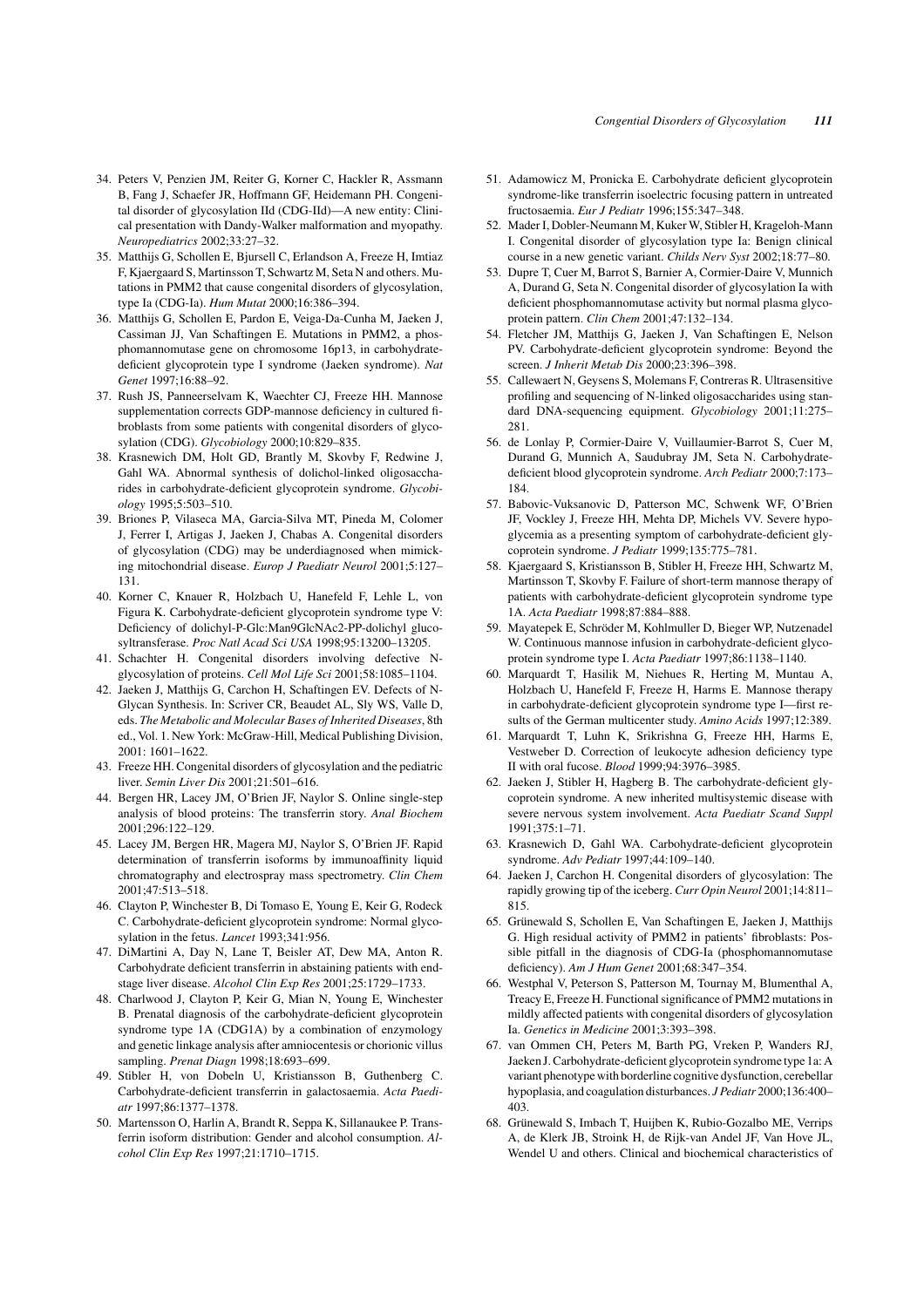34. Peters V, Penzien JM, Reiter G, Korner C, Hackler R, Assmann B, Fang J, Schaefer JR, Hoffmann GF, Heidemann PH. Congenital disorder of glycosylation IId (CDG-IId)—A new entity: Clinical presentation with Dandy-Walker malformation and myopathy. *Neuropediatrics* 2002;33:27–32.
35. Matthijs G, Schollen E, Bjursell C, Erlandson A, Freeze H, Imtiaz F, Kjaergaard S, Martinsson T, Schwartz M, Seta N and others. Mutations in PMM2 that cause congenital disorders of glycosylation, type Ia (CDG-Ia). *Hum Mutat* 2000;16:386–394.
36. Matthijs G, Schollen E, Pardon E, Veiga-Da-Cunha M, Jaeken J, Cassiman JJ, Van Schaftingen E. Mutations in PMM2, a phosphomannomutase gene on chromosome 16p13, in carbohydrate-deficient glycoprotein type I syndrome (Jaeken syndrome). *Nat Genet* 1997;16:88–92.
37. Rush JS, Panneerselvam K, Waechter CJ, Freeze HH. Mannose supplementation corrects GDP-mannose deficiency in cultured fibroblasts from some patients with congenital disorders of glycosylation (CDG). *Glycobiology* 2000;10:829–835.
38. Krasnewich DM, Holt GD, Brantly M, Skovby F, Redwine J, Gahl WA. Abnormal synthesis of dolichol-linked oligosaccharides in carbohydrate-deficient glycoprotein syndrome. *Glycobiology* 1995;5:503–510.
39. Briones P, Vilaseca MA, Garcia-Silva MT, Pineda M, Colomer J, Ferrer I, Artigas J, Jaeken J, Chabas A. Congenital disorders of glycosylation (CDG) may be underdiagnosed when mimicking mitochondrial disease. *Europ J Paediatr Neurol* 2001;5:127–131.
40. Korner C, Knauer R, Holzbach U, Hanefeld F, Lehle L, von Figura K. Carbohydrate-deficient glycoprotein syndrome type V: Deficiency of dolichyl-P-Glc:Man9GlcNAc2-PP-dolichyl glucosyltransferase. *Proc Natl Acad Sci USA* 1998;95:13200–13205.
41. Schachter H. Congenital disorders involving defective N-glycosylation of proteins. *Cell Mol Life Sci* 2001;58:1085–1104.
42. Jaeken J, Matthijs G, Carchon H, Schaftingen EV. Defects of N-Glycan Synthesis. In: Scriver CR, Beaudet AL, Sly WS, Valle D, eds. *The Metabolic and Molecular Bases of Inherited Diseases*, 8th ed., Vol. 1. New York: McGraw-Hill, Medical Publishing Division, 2001: 1601–1622.
43. Freeze HH. Congenital disorders of glycosylation and the pediatric liver. *Semin Liver Dis* 2001;21:501–616.
44. Bergen HR, Lacey JM, O'Brien JF, Naylor S. Online single-step analysis of blood proteins: The transferrin story. *Anal Biochem* 2001;296:122–129.
45. Lacey JM, Bergen HR, Magera MJ, Naylor S, O'Brien JF. Rapid determination of transferrin isoforms by immunoaffinity liquid chromatography and electrospray mass spectrometry. *Clin Chem* 2001;47:513–518.
46. Clayton P, Winchester B, Di Tomaso E, Young E, Keir G, Rodeck C. Carbohydrate-deficient glycoprotein syndrome: Normal glycosylation in the fetus. *Lancet* 1993;341:956.
47. DiMartini A, Day N, Lane T, Beisler AT, Dew MA, Anton R. Carbohydrate deficient transferrin in abstaining patients with end-stage liver disease. *Alcohol Clin Exp Res* 2001;25:1729–1733.
48. Charlwood J, Clayton P, Keir G, Mian N, Young E, Winchester B. Prenatal diagnosis of the carbohydrate-deficient glycoprotein syndrome type 1A (CDG1A) by a combination of enzymology and genetic linkage analysis after amniocentesis or chorionic villus sampling. *Prenat Diagn* 1998;18:693–699.
49. Stibler H, von Dobeln U, Kristiansson B, Guthenberg C. Carbohydrate-deficient transferrin in galactosaemia. *Acta Paediatr* 1997;86:1377–1378.
50. Martensson O, Harlin A, Brandt R, Seppa K, Sillanaukee P. Transferrin isoform distribution: Gender and alcohol consumption. *Alcohol Clin Exp Res* 1997;21:1710–1715.
51. Adamowicz M, Pronicka E. Carbohydrate deficient glycoprotein syndrome-like transferrin isoelectric focusing pattern in untreated fructosaemia. *Eur J Pediatr* 1996;155:347–348.
52. Mader I, Dobler-Neumann M, Kuker W, Stibler H, Krageloh-Mann I. Congenital disorder of glycosylation type Ia: Benign clinical course in a new genetic variant. *Childs Nerv Syst* 2002;18:77–80.
53. Dupre T, Cuer M, Barrot S, Barnier A, Cormier-Daire V, Munnich A, Durand G, Seta N. Congenital disorder of glycosylation Ia with deficient phosphomannomutase activity but normal plasma glycoprotein pattern. *Clin Chem* 2001;47:132–134.
54. Fletcher JM, Matthijs G, Jaeken J, Van Schaftingen E, Nelson PV. Carbohydrate-deficient glycoprotein syndrome: Beyond the screen. *J Inherit Metab Dis* 2000;23:396–398.
55. Callewaert N, Geysens S, Molemans F, Contreras R. Ultrasensitive profiling and sequencing of N-linked oligosaccharides using standard DNA-sequencing equipment. *Glycobiology* 2001;11:275–281.
56. de Lonlay P, Cormier-Daire V, Vuillaumier-Barrot S, Cuer M, Durand G, Munnich A, Saudubray JM, Seta N. Carbohydrate-deficient blood glycoprotein syndrome. *Arch Pediatr* 2000;7:173–184.
57. Babovic-Vuksanovic D, Patterson MC, Schwenk WF, O'Brien JF, Vockley J, Freeze HH, Mehta DP, Michels VV. Severe hypoglycemia as a presenting symptom of carbohydrate-deficient glycoprotein syndrome. *J Pediatr* 1999;135:775–781.
58. Kjaergaard S, Kristiansson B, Stibler H, Freeze HH, Schwartz M, Martinsson T, Skovby F. Failure of short-term mannose therapy of patients with carbohydrate-deficient glycoprotein syndrome type 1A. *Acta Paediatr* 1998;87:884–888.
59. Mayatepek E, Schröder M, Kohlmuller D, Bieger WP, Nutzenadel W. Continuous mannose infusion in carbohydrate-deficient glycoprotein syndrome type I. *Acta Paediatr* 1997;86:1138–1140.
60. Marquardt T, Hasilik M, Niehues R, Herting M, Muntau A, Holzbach U, Hanefeld F, Freeze H, Harms E. Mannose therapy in carbohydrate-deficient glycoprotein syndrome type I—first results of the German multicenter study. *Amino Acids* 1997;12:389.
61. Marquardt T, Luhn K, Srikrishna G, Freeze HH, Harms E, Vestweber D. Correction of leukocyte adhesion deficiency type II with oral fucose. *Blood* 1999;94:3976–3985.
62. Jaeken J, Stibler H, Hagberg B. The carbohydrate-deficient glycoprotein syndrome. A new inherited multisystemic disease with severe nervous system involvement. *Acta Paediatr Scand Suppl* 1991;375:1–71.
63. Krasnewich D, Gahl WA. Carbohydrate-deficient glycoprotein syndrome. *Adv Pediatr* 1997;44:109–140.
64. Jaeken J, Carchon H. Congenital disorders of glycosylation: The rapidly growing tip of the iceberg. *Curr Opin Neurol* 2001;14:811–815.
65. Grünewald S, Schollen E, Van Schaftingen E, Jaeken J, Matthijs G. High residual activity of PMM2 in patients' fibroblasts: Possible pitfall in the diagnosis of CDG-Ia (phosphomannomutase deficiency). *Am J Hum Genet* 2001;68:347–354.
66. Westphal V, Peterson S, Patterson M, Tournay M, Blumenthal A, Treacy E, Freeze H. Functional significance of PMM2 mutations in mildly affected patients with congenital disorders of glycosylation Ia. *Genetics in Medicine* 2001;3:393–398.
67. van Ommen CH, Peters M, Barth PG, Vreken P, Wanders RJ, Jaeken J. Carbohydrate-deficient glycoprotein syndrome type 1a: A variant phenotype with borderline cognitive dysfunction, cerebellar hypoplasia, and coagulation disturbances. *J Pediatr* 2000;136:400–403.
68. Grünewald S, Imbach T, Huijben K, Rubio-Gozalbo ME, Verrips A, de Klerk JB, Stroink H, de Rijk-van Andel JF, Van Hove JL, Wendel U and others. Clinical and biochemical characteristics of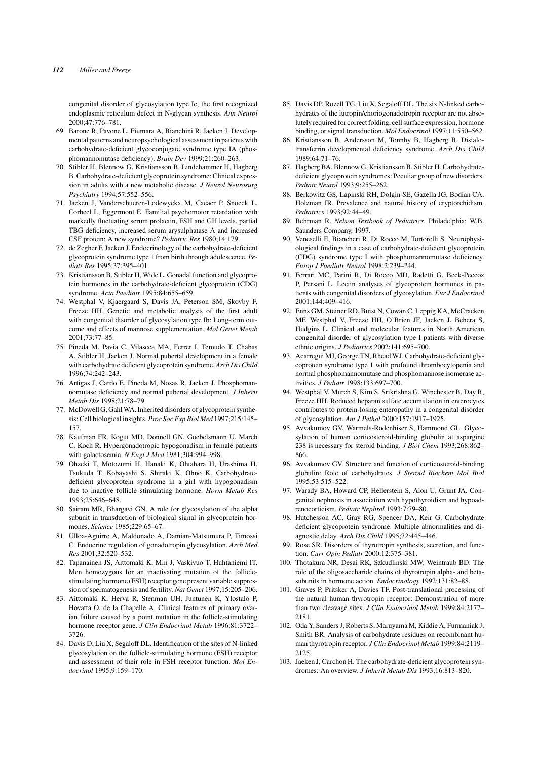congenital disorder of glycosylation type Ic, the first recognized endoplasmic reticulum defect in N-glycan synthesis. *Ann Neurol* 2000;47:776–781.

69. Barone R, Pavone L, Fiumara A, Bianchini R, Jaeken J. Developmental patterns and neuropsychological assessment in patients with carbohydrate-deficient glycoconjugate syndrome type IA (phosphomannomutase deficiency). *Brain Dev* 1999;21:260–263.
70. Stibler H, Blennow G, Kristiansson B, Lindehammer H, Hagberg B. Carbohydrate-deficient glycoprotein syndrome: Clinical expression in adults with a new metabolic disease. *J Neurol Neurosurg Psychiatry* 1994;57:552–556.
71. Jaeken J, Vanderschueren-Lodewyckx M, Caeaer P, Snoeck L, Corbeel L, Eggermont E. Familial psychomotor retardation with markedly fluctuating serum prolactin, FSH and GH levels, partial TBG deficiency, increased serum arysulphatase A and increased CSF protein: A new syndrome? *Pediatric Res* 1980;14:179.
72. de Zegher F, Jaeken J. Endocrinology of the carbohydrate-deficient glycoprotein syndrome type 1 from birth through adolescence. *Pediatr Res* 1995;37:395–401.
73. Kristiansson B, Stibler H, Wide L. Gonadal function and glycoprotein hormones in the carbohydrate-deficient glycoprotein (CDG) syndrome. *Acta Paediatr* 1995;84:655–659.
74. Westphal V, Kjaergaard S, Davis JA, Peterson SM, Skovby F, Freeze HH. Genetic and metabolic analysis of the first adult with congenital disorder of glycosylation type Ib: Long-term outcome and effects of mannose supplementation. *Mol Genet Metab* 2001;73:77–85.
75. Pineda M, Pavia C, Vilaseca MA, Ferrer I, Temudo T, Chabas A, Stibler H, Jaeken J. Normal pubertal development in a female with carbohydrate deficient glycoprotein syndrome. *Arch Dis Child* 1996;74:242–243.
76. Artigas J, Cardo E, Pineda M, Nosas R, Jaeken J. Phosphomannomutase deficiency and normal pubertal development. *J Inherit Metab Dis* 1998;21:78–79.
77. McDowell G, Gahl WA. Inherited disorders of glycoprotein synthesis: Cell biological insights. *Proc Soc Exp Biol Med* 1997;215:145–157.
78. Kaufman FR, Kogut MD, Donnell GN, Goebelsmann U, March C, Koch R. Hypergonadotropic hypogonadism in female patients with galactosemia. *N Engl J Med* 1981;304:994–998.
79. Ohzeki T, Motozumi H, Hanaki K, Ohtahara H, Urashima H, Tsukuda T, Kobayashi S, Shiraki K, Ohno K. Carbohydrate-deficient glycoprotein syndrome in a girl with hypogonadism due to inactive follicle stimulating hormone. *Horm Metab Res* 1993;25:646–648.
80. Sairam MR, Bhargavi GN. A role for glycosylation of the alpha subunit in transduction of biological signal in glycoprotein hormones. *Science* 1985;229:65–67.
81. Ulloa-Aguirre A, Maldonado A, Damian-Matsumura P, Timossi C. Endocrine regulation of gonadotropin glycosylation. *Arch Med Res* 2001;32:520–532.
82. Tapanainen JS, Aittomaki K, Min J, Vaskivuo T, Huhtaniemi IT. Men homozygous for an inactivating mutation of the follicle-stimulating hormone (FSH) receptor gene present variable suppression of spermatogenesis and fertility. *Nat Genet* 1997;15:205–206.
83. Aittomaki K, Herva R, Stenman UH, Juntunen K, Ylostalo P, Hovatta O, de la Chapelle A. Clinical features of primary ovarian failure caused by a point mutation in the follicle-stimulating hormone receptor gene. *J Clin Endocrinol Metab* 1996;81:3722–3726.
84. Davis D, Liu X, Segaloff DL. Identification of the sites of N-linked glycosylation on the follicle-stimulating hormone (FSH) receptor and assessment of their role in FSH receptor function. *Mol Endocrinol* 1995;9:159–170.
85. Davis DP, Rozell TG, Liu X, Segaloff DL. The six N-linked carbohydrates of the lutropin/choriogonadotropin receptor are not absolutely required for correct folding, cell surface expression, hormone binding, or signal transduction. *Mol Endocrinol* 1997;11:550–562.
86. Kristiansson B, Andersson M, Tonnby B, Hagberg B. Disialotransferrin developmental deficiency syndrome. *Arch Dis Child* 1989;64:71–76.
87. Hagberg BA, Blennow G, Kristiansson B, Stibler H. Carbohydrate-deficient glycoprotein syndromes: Peculiar group of new disorders. *Pediatr Neurol* 1993;9:255–262.
88. Berkowitz GS, Lapinski RH, Dolgin SE, Gazella JG, Bodian CA, Holzman IR. Prevalence and natural history of cryptorchidism. *Pediatrics* 1993;92:44–49.
89. Behrman R. *Nelson Textbook of Pediatrics*. Philadelphia: W.B. Saunders Company, 1997.
90. Veneselli E, Biancheri R, Di Rocco M, Tortorelli S. Neurophysiological findings in a case of carbohydrate-deficient glycoprotein (CDG) syndrome type I with phosphomannomutase deficiency. *Europ J Paediatr Neurol* 1998;2:239–244.
91. Ferrari MC, Parini R, Di Rocco MD, Radetti G, Beck-Peccoz P, Persani L. Lectin analyses of glycoprotein hormones in patients with congenital disorders of glycosylation. *Eur J Endocrinol* 2001;144:409–416.
92. Enns GM, Steiner RD, Buist N, Cowan C, Leppig KA, McCracken MF, Westphal V, Freeze HH, O'Brien JF, Jaeken J, Behera S, Hudgins L. Clinical and molecular features in North American congenital disorder of glycosylation type I patients with diverse ethnic origins. *J Pediatrics* 2002;141:695–700.
93. Acarregui MJ, George TN, Rhead WJ. Carbohydrate-deficient glycoprotein syndrome type 1 with profound thrombocytopenia and normal phosphomannomutase and phosphomannose isomerase activities. *J Pediatr* 1998;133:697–700.
94. Westphal V, Murch S, Kim S, Srikrishna G, Winchester B, Day R, Freeze HH. Reduced heparan sulfate accumulation in enterocytes contributes to protein-losing enteropathy in a congenital disorder of glycosylation. *Am J Pathol* 2000;157:1917–1925.
95. Avvakumov GV, Warmels-Rodenhiser S, Hammond GL. Glycosylation of human corticosteroid-binding globulin at aspargine 238 is necessary for steroid binding. *J Biol Chem* 1993;268:862–866.
96. Avvakumov GV. Structure and function of corticosteroid-binding globulin: Role of carbohydrates. *J Steroid Biochem Mol Biol* 1995;53:515–522.
97. Warady BA, Howard CP, Hellerstein S, Alon U, Grunt JA. Congenital nephrosis in association with hypothyroidism and hypoadrenocorticism. *Pediatr Nephrol* 1993;7:79–80.
98. Hutchesson AC, Gray RG, Spencer DA, Keir G. Carbohydrate deficient glycoprotein syndrome: Multiple abnormalities and diagnostic delay. *Arch Dis Child* 1995;72:445–446.
99. Rose SR. Disorders of thyrotropin synthesis, secretion, and function. *Curr Opin Pediatr* 2000;12:375–381.
100. Thotakura NR, Desai RK, Szkudlinski MW, Weintraub BD. The role of the oligosaccharide chains of thyrotropin alpha- and beta-subunits in hormone action. *Endocrinology* 1992;131:82–88.
101. Graves P, Pritsker A, Davies TF. Post-translational processing of the natural human thyrotropin receptor: Demonstration of more than two cleavage sites. *J Clin Endocrinol Metab* 1999;84:2177–2181.
102. Oda Y, Sanders J, Roberts S, Maruyama M, Kiddie A, Furmaniak J, Smith BR. Analysis of carbohydrate residues on recombinant human thyrotropin receptor. *J Clin Endocrinol Metab* 1999;84:2119–2125.
103. Jaeken J, Carchon H. The carbohydrate-deficient glycoprotein syndromes: An overview. *J Inherit Metab Dis* 1993;16:813–820.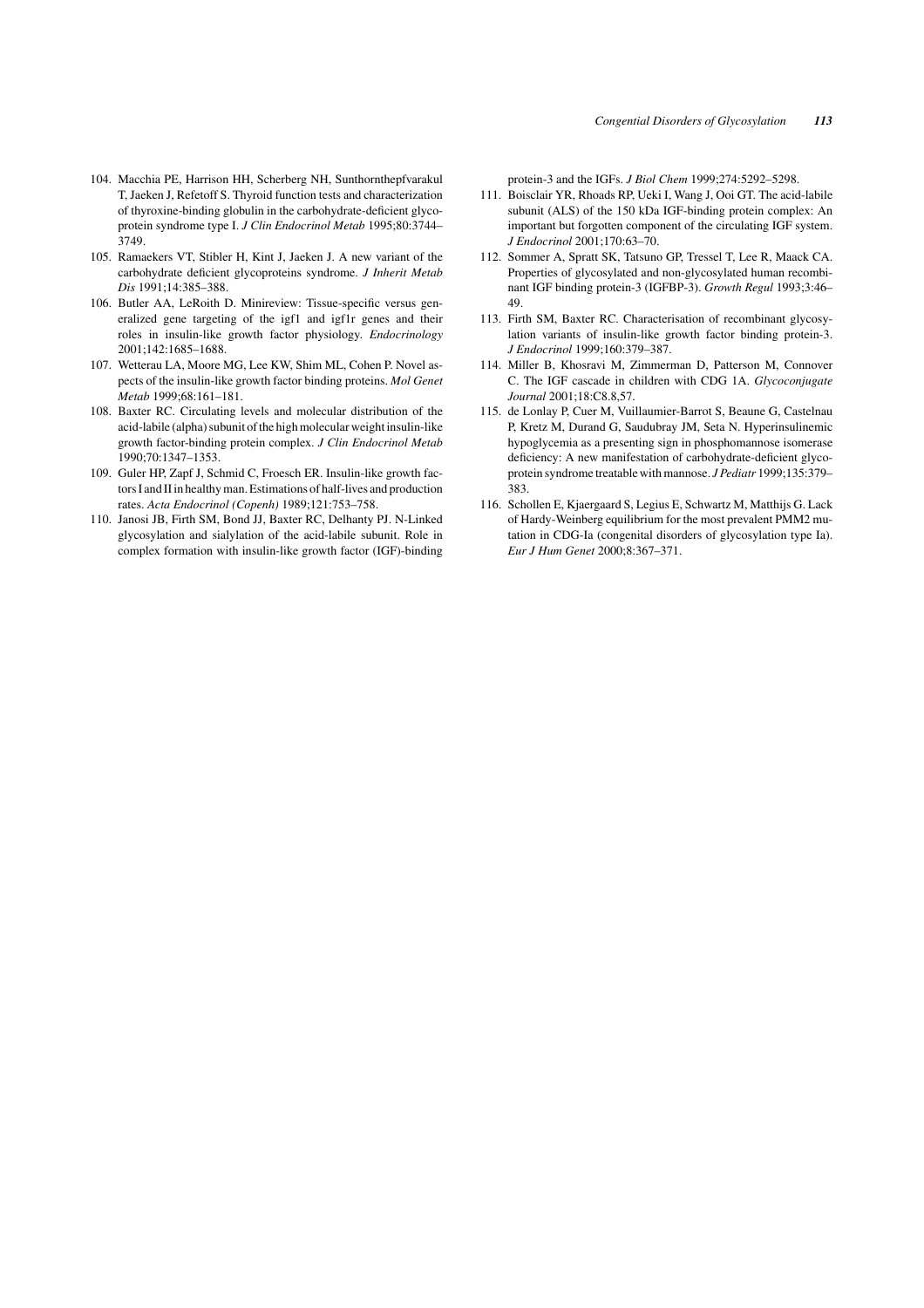104. Macchia PE, Harrison HH, Scherberg NH, Sunthornthepfvarakul T, Jaeken J, Refetoff S. Thyroid function tests and characterization of thyroxine-binding globulin in the carbohydrate-deficient glycoprotein syndrome type I. *J Clin Endocrinol Metab* 1995;80:3744–3749.
105. Ramaekers VT, Stibler H, Kint J, Jaeken J. A new variant of the carbohydrate deficient glycoproteins syndrome. *J Inherit Metab Dis* 1991;14:385–388.
106. Butler AA, LeRoith D. Minireview: Tissue-specific versus generalized gene targeting of the igf1 and igf1r genes and their roles in insulin-like growth factor physiology. *Endocrinology* 2001;142:1685–1688.
107. Wetterau LA, Moore MG, Lee KW, Shim ML, Cohen P. Novel aspects of the insulin-like growth factor binding proteins. *Mol Genet Metab* 1999;68:161–181.
108. Baxter RC. Circulating levels and molecular distribution of the acid-labile (alpha) subunit of the high molecular weight insulin-like growth factor-binding protein complex. *J Clin Endocrinol Metab* 1990;70:1347–1353.
109. Guler HP, Zapf J, Schmid C, Froesch ER. Insulin-like growth factors I and II in healthy man. Estimations of half-lives and production rates. *Acta Endocrinol (Copenh)* 1989;121:753–758.
110. Janosi JB, Firth SM, Bond JJ, Baxter RC, Delhanty PJ. N-Linked glycosylation and sialylation of the acid-labile subunit. Role in complex formation with insulin-like growth factor (IGF)-binding protein-3 and the IGFs. *J Biol Chem* 1999;274:5292–5298.
111. Boisclair YR, Rhoads RP, Ueki I, Wang J, Ooi GT. The acid-labile subunit (ALS) of the 150 kDa IGF-binding protein complex: An important but forgotten component of the circulating IGF system. *J Endocrinol* 2001;170:63–70.
112. Sommer A, Spratt SK, Tatsuno GP, Tressel T, Lee R, Maack CA. Properties of glycosylated and non-glycosylated human recombinant IGF binding protein-3 (IGFBP-3). *Growth Regul* 1993;3:46–49.
113. Firth SM, Baxter RC. Characterisation of recombinant glycosylation variants of insulin-like growth factor binding protein-3. *J Endocrinol* 1999;160:379–387.
114. Miller B, Khosravi M, Zimmerman D, Patterson M, Connover C. The IGF cascade in children with CDG 1A. *Glycoconjugate Journal* 2001;18:C8.8,57.
115. de Lonlay P, Cuer M, Vuillaumier-Barrot S, Beaune G, Castelnau P, Kretz M, Durand G, Saudubray JM, Seta N. Hyperinsulinemic hypoglycemia as a presenting sign in phosphomannose isomerase deficiency: A new manifestation of carbohydrate-deficient glycoprotein syndrome treatable with mannose. *J Pediatr* 1999;135:379–383.
116. Schollen E, Kjaergaard S, Legius E, Schwartz M, Matthijs G. Lack of Hardy-Weinberg equilibrium for the most prevalent PMM2 mutation in CDG-Ia (congenital disorders of glycosylation type Ia). *Eur J Hum Genet* 2000;8:367–371.